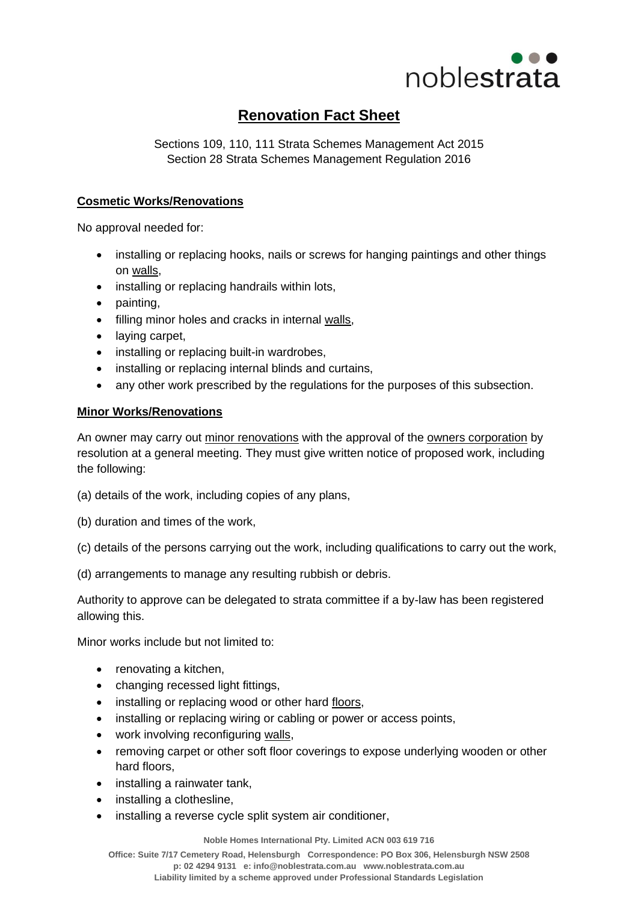# Renovation Fact Sheet

Sections 109, 110, 111 Strata Schemes Management Act 2015
Section 28 Strata Schemes Management Regulation 2016

## Cosmetic Works/Renovations

No approval needed for:

- installing or replacing hooks, nails or screws for hanging paintings and other things on walls,
- installing or replacing handrails within lots,
- painting,
- filling minor holes and cracks in internal walls,
- laying carpet,
- installing or replacing built-in wardrobes,
- installing or replacing internal blinds and curtains,
- any other work prescribed by the regulations for the purposes of this subsection.

## Minor Works/Renovations

An owner may carry out minor renovations with the approval of the owners corporation by resolution at a general meeting. They must give written notice of proposed work, including the following:

(a) details of the work, including copies of any plans,

(b) duration and times of the work,

(c) details of the persons carrying out the work, including qualifications to carry out the work,

(d) arrangements to manage any resulting rubbish or debris.

Authority to approve can be delegated to strata committee if a by-law has been registered allowing this.

Minor works include but not limited to:

- renovating a kitchen,
- changing recessed light fittings,
- installing or replacing wood or other hard floors,
- installing or replacing wiring or cabling or power or access points,
- work involving reconfiguring walls,
- removing carpet or other soft floor coverings to expose underlying wooden or other hard floors,
- installing a rainwater tank,
- installing a clothesline,
- installing a reverse cycle split system air conditioner,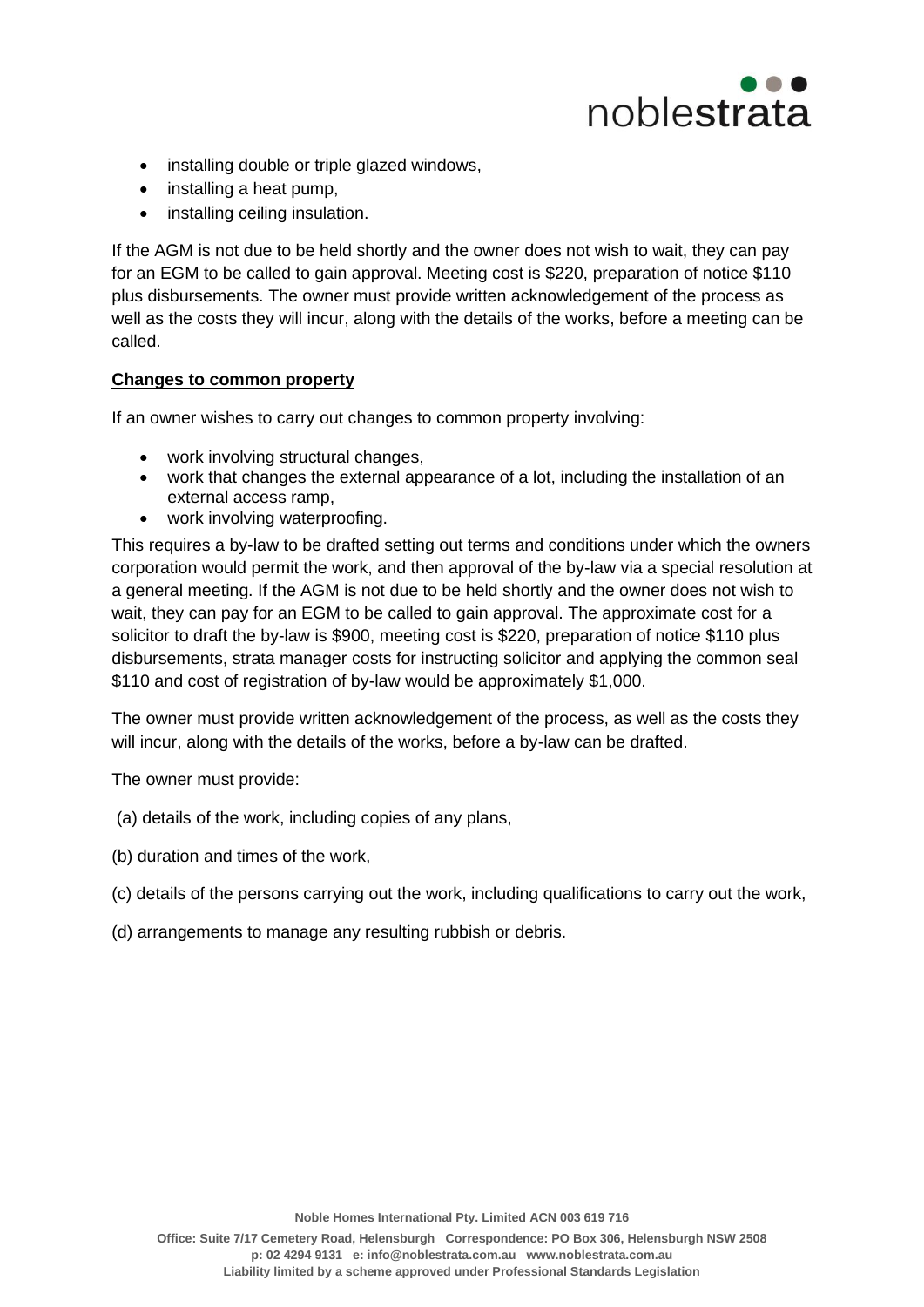- installing double or triple glazed windows,
- installing a heat pump,
- installing ceiling insulation.

If the AGM is not due to be held shortly and the owner does not wish to wait, they can pay for an EGM to be called to gain approval. Meeting cost is $220, preparation of notice $110 plus disbursements. The owner must provide written acknowledgement of the process as well as the costs they will incur, along with the details of the works, before a meeting can be called.

## Changes to common property

If an owner wishes to carry out changes to common property involving:

- work involving structural changes,
- work that changes the external appearance of a lot, including the installation of an external access ramp,
- work involving waterproofing.

This requires a by-law to be drafted setting out terms and conditions under which the owners corporation would permit the work, and then approval of the by-law via a special resolution at a general meeting. If the AGM is not due to be held shortly and the owner does not wish to wait, they can pay for an EGM to be called to gain approval. The approximate cost for a solicitor to draft the by-law is $900, meeting cost is $220, preparation of notice $110 plus disbursements, strata manager costs for instructing solicitor and applying the common seal $110 and cost of registration of by-law would be approximately $1,000.

The owner must provide written acknowledgement of the process, as well as the costs they will incur, along with the details of the works, before a by-law can be drafted.

The owner must provide:

(a) details of the work, including copies of any plans,

(b) duration and times of the work,

(c) details of the persons carrying out the work, including qualifications to carry out the work,

(d) arrangements to manage any resulting rubbish or debris.